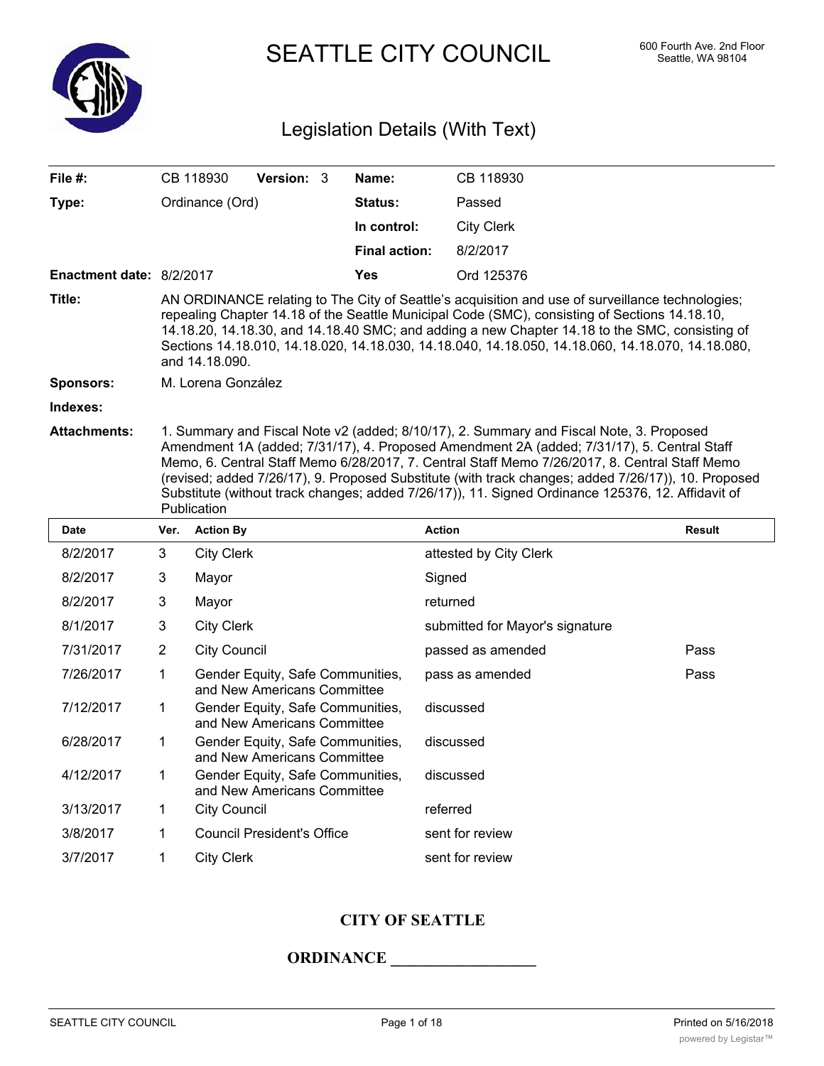# SEATTLE CITY COUNCIL

600 Fourth Ave. 2nd Floor
Seattle, WA 98104

## Legislation Details (With Text)

| | | | |
|---|---|---|---|
| **File #:** | CB 118930 **Version:** 3 | **Name:** | CB 118930 |
| **Type:** | Ordinance (Ord) | **Status:** | Passed |
| | | **In control:** | City Clerk |
| | | **Final action:** | 8/2/2017 |
| **Enactment date:** | 8/2/2017 | **Yes** | Ord 125376 |

**Title:** AN ORDINANCE relating to The City of Seattle's acquisition and use of surveillance technologies; repealing Chapter 14.18 of the Seattle Municipal Code (SMC), consisting of Sections 14.18.10, 14.18.20, 14.18.30, and 14.18.40 SMC; and adding a new Chapter 14.18 to the SMC, consisting of Sections 14.18.010, 14.18.020, 14.18.030, 14.18.040, 14.18.050, 14.18.060, 14.18.070, 14.18.080, and 14.18.090.

**Sponsors:** M. Lorena González

**Indexes:**

**Attachments:** 1. Summary and Fiscal Note v2 (added; 8/10/17), 2. Summary and Fiscal Note, 3. Proposed Amendment 1A (added; 7/31/17), 4. Proposed Amendment 2A (added; 7/31/17), 5. Central Staff Memo, 6. Central Staff Memo 6/28/2017, 7. Central Staff Memo 7/26/2017, 8. Central Staff Memo (revised; added 7/26/17), 9. Proposed Substitute (with track changes; added 7/26/17)), 10. Proposed Substitute (without track changes; added 7/26/17)), 11. Signed Ordinance 125376, 12. Affidavit of Publication

| Date | Ver. | Action By | Action | Result |
|---|---|---|---|---|
| 8/2/2017 | 3 | City Clerk | attested by City Clerk | |
| 8/2/2017 | 3 | Mayor | Signed | |
| 8/2/2017 | 3 | Mayor | returned | |
| 8/1/2017 | 3 | City Clerk | submitted for Mayor's signature | |
| 7/31/2017 | 2 | City Council | passed as amended | Pass |
| 7/26/2017 | 1 | Gender Equity, Safe Communities, and New Americans Committee | pass as amended | Pass |
| 7/12/2017 | 1 | Gender Equity, Safe Communities, and New Americans Committee | discussed | |
| 6/28/2017 | 1 | Gender Equity, Safe Communities, and New Americans Committee | discussed | |
| 4/12/2017 | 1 | Gender Equity, Safe Communities, and New Americans Committee | discussed | |
| 3/13/2017 | 1 | City Council | referred | |
| 3/8/2017 | 1 | Council President's Office | sent for review | |
| 3/7/2017 | 1 | City Clerk | sent for review | |

**CITY OF SEATTLE**

**ORDINANCE __________________**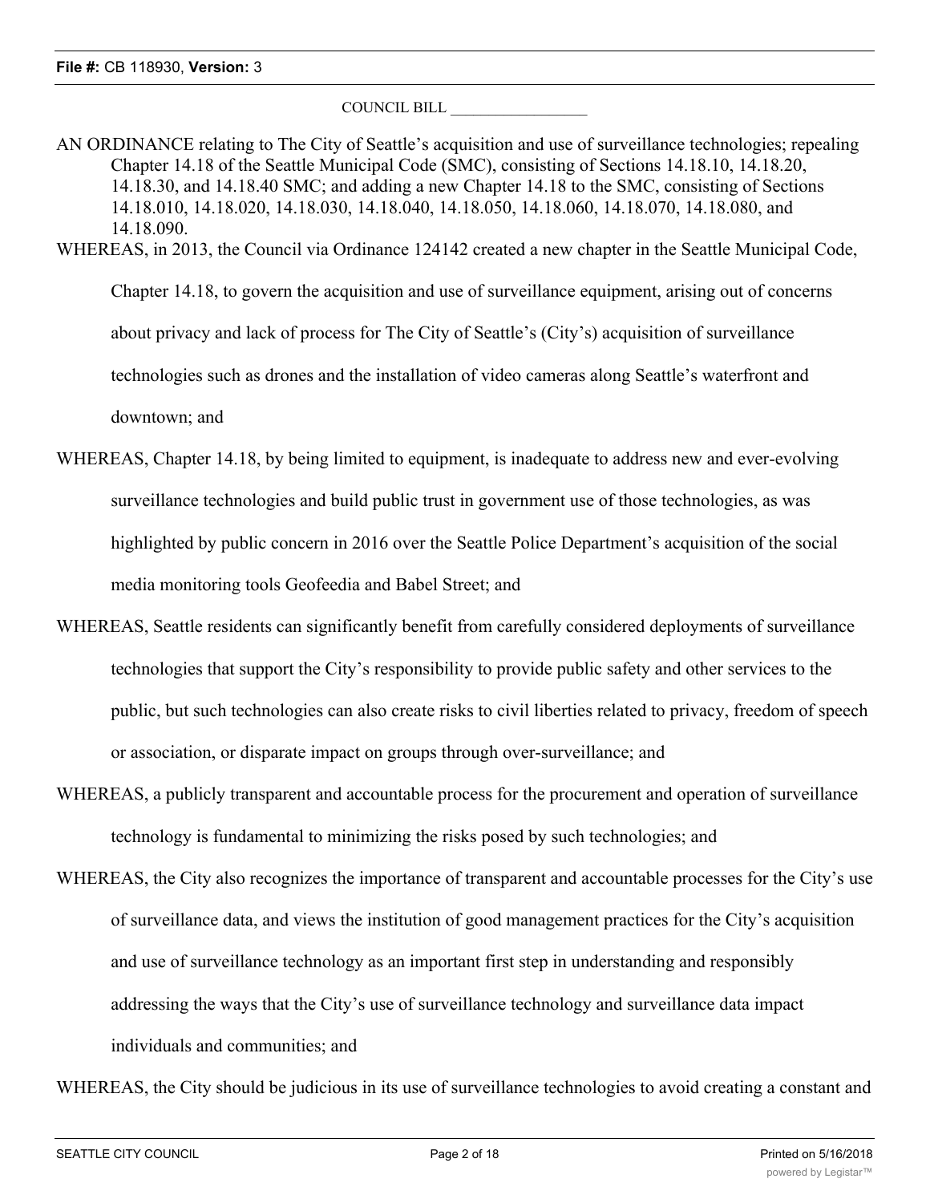COUNCIL BILL __________________

AN ORDINANCE relating to The City of Seattle's acquisition and use of surveillance technologies; repealing Chapter 14.18 of the Seattle Municipal Code (SMC), consisting of Sections 14.18.10, 14.18.20, 14.18.30, and 14.18.40 SMC; and adding a new Chapter 14.18 to the SMC, consisting of Sections 14.18.010, 14.18.020, 14.18.030, 14.18.040, 14.18.050, 14.18.060, 14.18.070, 14.18.080, and 14.18.090.

WHEREAS, in 2013, the Council via Ordinance 124142 created a new chapter in the Seattle Municipal Code, Chapter 14.18, to govern the acquisition and use of surveillance equipment, arising out of concerns about privacy and lack of process for The City of Seattle's (City's) acquisition of surveillance technologies such as drones and the installation of video cameras along Seattle's waterfront and downtown; and

WHEREAS, Chapter 14.18, by being limited to equipment, is inadequate to address new and ever-evolving surveillance technologies and build public trust in government use of those technologies, as was highlighted by public concern in 2016 over the Seattle Police Department's acquisition of the social media monitoring tools Geofeedia and Babel Street; and

WHEREAS, Seattle residents can significantly benefit from carefully considered deployments of surveillance technologies that support the City's responsibility to provide public safety and other services to the public, but such technologies can also create risks to civil liberties related to privacy, freedom of speech or association, or disparate impact on groups through over-surveillance; and

WHEREAS, a publicly transparent and accountable process for the procurement and operation of surveillance technology is fundamental to minimizing the risks posed by such technologies; and

WHEREAS, the City also recognizes the importance of transparent and accountable processes for the City's use of surveillance data, and views the institution of good management practices for the City's acquisition and use of surveillance technology as an important first step in understanding and responsibly addressing the ways that the City's use of surveillance technology and surveillance data impact individuals and communities; and

WHEREAS, the City should be judicious in its use of surveillance technologies to avoid creating a constant and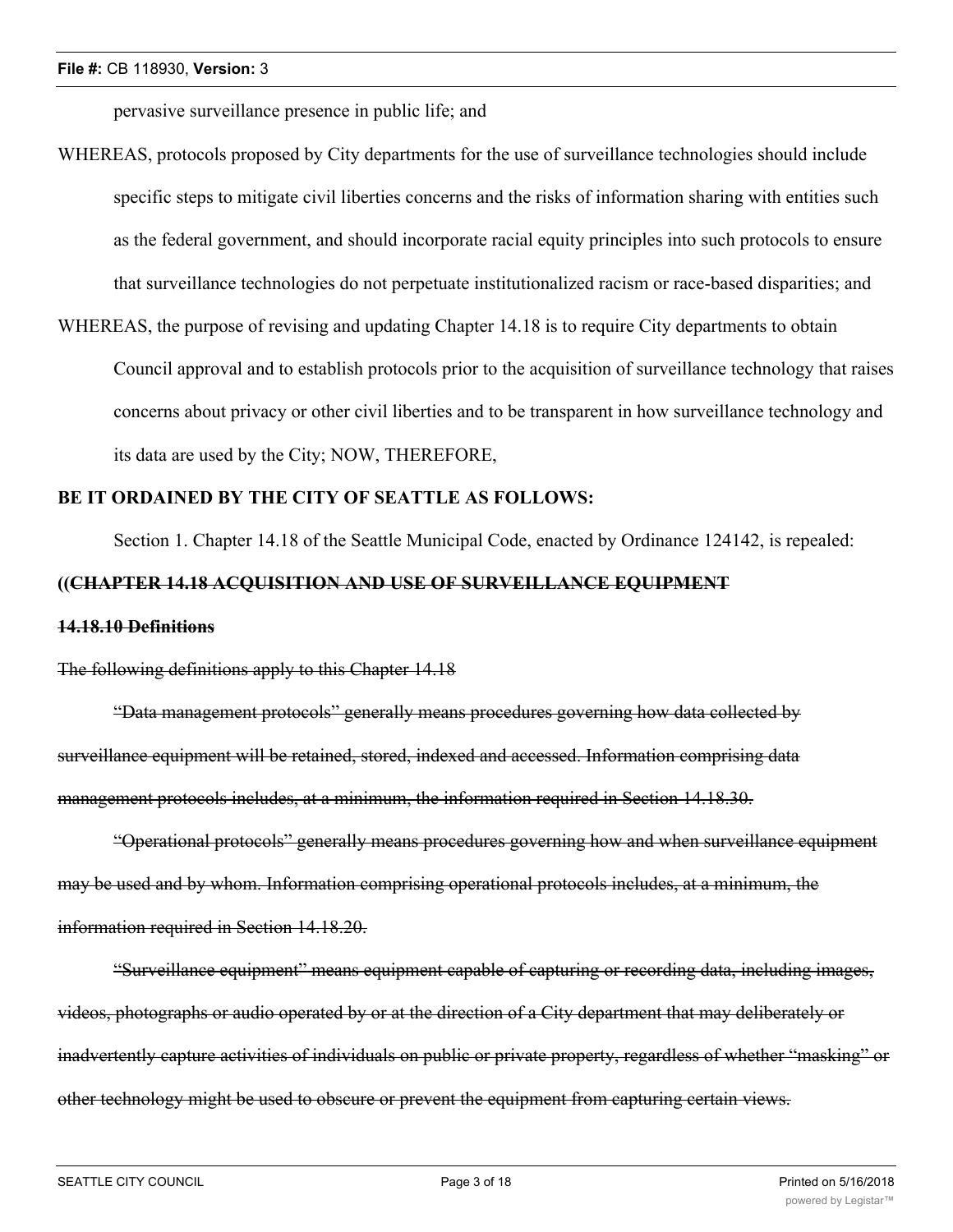pervasive surveillance presence in public life; and

WHEREAS, protocols proposed by City departments for the use of surveillance technologies should include specific steps to mitigate civil liberties concerns and the risks of information sharing with entities such as the federal government, and should incorporate racial equity principles into such protocols to ensure that surveillance technologies do not perpetuate institutionalized racism or race-based disparities; and

WHEREAS, the purpose of revising and updating Chapter 14.18 is to require City departments to obtain Council approval and to establish protocols prior to the acquisition of surveillance technology that raises concerns about privacy or other civil liberties and to be transparent in how surveillance technology and its data are used by the City; NOW, THEREFORE,

**BE IT ORDAINED BY THE CITY OF SEATTLE AS FOLLOWS:**

Section 1. Chapter 14.18 of the Seattle Municipal Code, enacted by Ordinance 124142, is repealed:

**((~~CHAPTER 14.18 ACQUISITION AND USE OF SURVEILLANCE EQUIPMENT~~**

**~~14.18.10 Definitions~~**

~~The following definitions apply to this Chapter 14.18~~

~~"Data management protocols" generally means procedures governing how data collected by surveillance equipment will be retained, stored, indexed and accessed. Information comprising data management protocols includes, at a minimum, the information required in Section 14.18.30.~~

~~"Operational protocols" generally means procedures governing how and when surveillance equipment may be used and by whom. Information comprising operational protocols includes, at a minimum, the information required in Section 14.18.20.~~

~~"Surveillance equipment" means equipment capable of capturing or recording data, including images, videos, photographs or audio operated by or at the direction of a City department that may deliberately or inadvertently capture activities of individuals on public or private property, regardless of whether "masking" or other technology might be used to obscure or prevent the equipment from capturing certain views.~~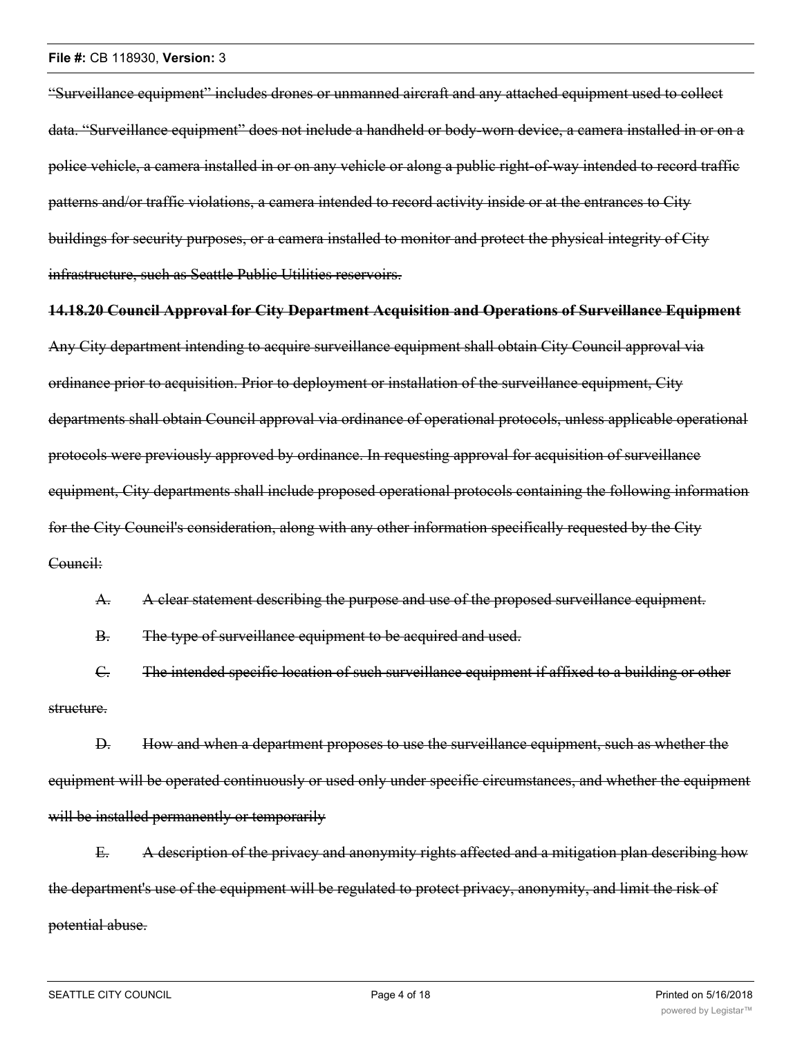~~"Surveillance equipment" includes drones or unmanned aircraft and any attached equipment used to collect data. "Surveillance equipment" does not include a handheld or body-worn device, a camera installed in or on a police vehicle, a camera installed in or on any vehicle or along a public right-of-way intended to record traffic patterns and/or traffic violations, a camera intended to record activity inside or at the entrances to City buildings for security purposes, or a camera installed to monitor and protect the physical integrity of City infrastructure, such as Seattle Public Utilities reservoirs.~~

~~**14.18.20 Council Approval for City Department Acquisition and Operations of Surveillance Equipment**~~

~~Any City department intending to acquire surveillance equipment shall obtain City Council approval via ordinance prior to acquisition. Prior to deployment or installation of the surveillance equipment, City departments shall obtain Council approval via ordinance of operational protocols, unless applicable operational protocols were previously approved by ordinance. In requesting approval for acquisition of surveillance equipment, City departments shall include proposed operational protocols containing the following information for the City Council's consideration, along with any other information specifically requested by the City Council:~~

~~A. A clear statement describing the purpose and use of the proposed surveillance equipment.~~

~~B. The type of surveillance equipment to be acquired and used.~~

~~C. The intended specific location of such surveillance equipment if affixed to a building or other structure.~~

~~D. How and when a department proposes to use the surveillance equipment, such as whether the equipment will be operated continuously or used only under specific circumstances, and whether the equipment will be installed permanently or temporarily~~

~~E. A description of the privacy and anonymity rights affected and a mitigation plan describing how the department's use of the equipment will be regulated to protect privacy, anonymity, and limit the risk of potential abuse.~~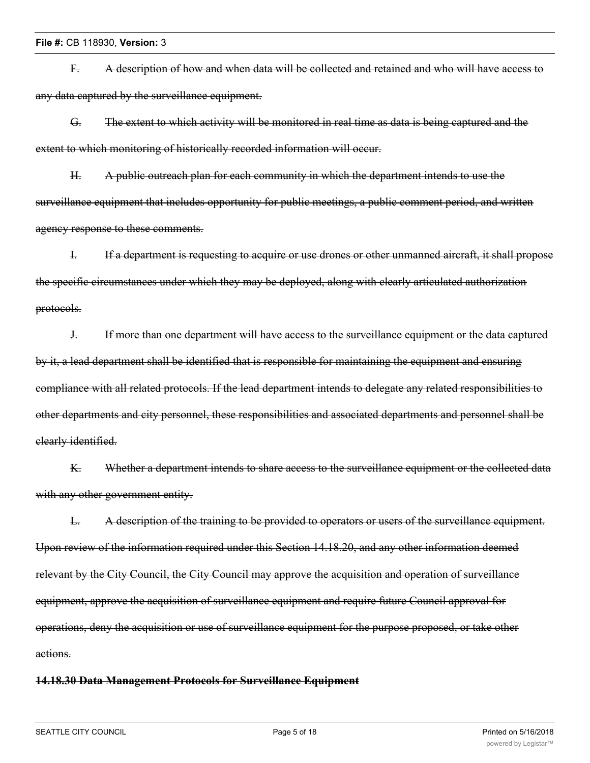~~F. A description of how and when data will be collected and retained and who will have access to any data captured by the surveillance equipment.~~

~~G. The extent to which activity will be monitored in real time as data is being captured and the extent to which monitoring of historically recorded information will occur.~~

~~H. A public outreach plan for each community in which the department intends to use the surveillance equipment that includes opportunity for public meetings, a public comment period, and written agency response to these comments.~~

~~I. If a department is requesting to acquire or use drones or other unmanned aircraft, it shall propose the specific circumstances under which they may be deployed, along with clearly articulated authorization protocols.~~

~~J. If more than one department will have access to the surveillance equipment or the data captured by it, a lead department shall be identified that is responsible for maintaining the equipment and ensuring compliance with all related protocols. If the lead department intends to delegate any related responsibilities to other departments and city personnel, these responsibilities and associated departments and personnel shall be clearly identified.~~

~~K. Whether a department intends to share access to the surveillance equipment or the collected data with any other government entity.~~

~~L. A description of the training to be provided to operators or users of the surveillance equipment. Upon review of the information required under this Section 14.18.20, and any other information deemed relevant by the City Council, the City Council may approve the acquisition and operation of surveillance equipment, approve the acquisition of surveillance equipment and require future Council approval for operations, deny the acquisition or use of surveillance equipment for the purpose proposed, or take other actions.~~

**~~14.18.30 Data Management Protocols for Surveillance Equipment~~**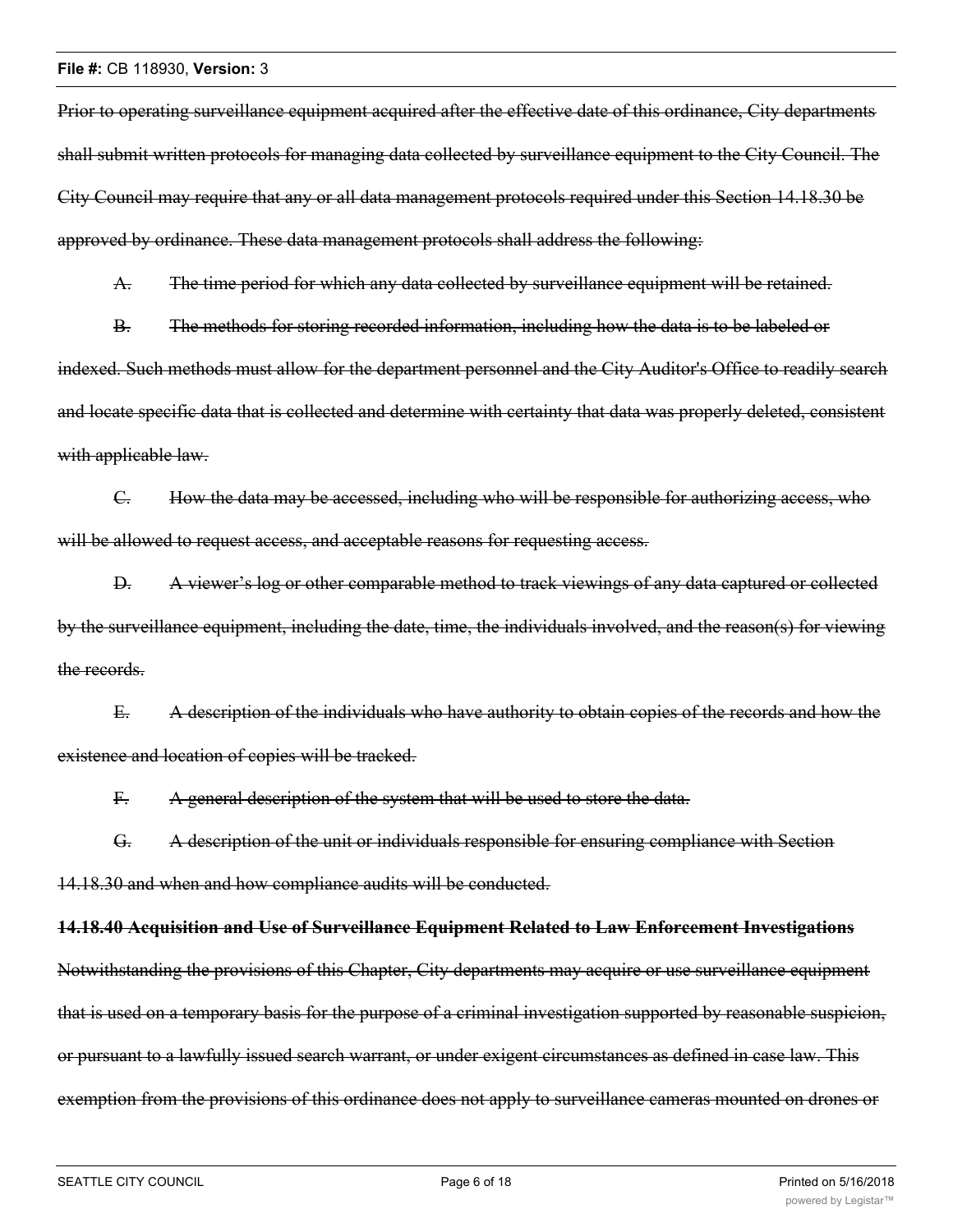~~Prior to operating surveillance equipment acquired after the effective date of this ordinance, City departments shall submit written protocols for managing data collected by surveillance equipment to the City Council. The City Council may require that any or all data management protocols required under this Section 14.18.30 be approved by ordinance. These data management protocols shall address the following:~~

~~A. The time period for which any data collected by surveillance equipment will be retained.~~

~~B. The methods for storing recorded information, including how the data is to be labeled or indexed. Such methods must allow for the department personnel and the City Auditor's Office to readily search and locate specific data that is collected and determine with certainty that data was properly deleted, consistent with applicable law.~~

~~C. How the data may be accessed, including who will be responsible for authorizing access, who will be allowed to request access, and acceptable reasons for requesting access.~~

~~D. A viewer's log or other comparable method to track viewings of any data captured or collected by the surveillance equipment, including the date, time, the individuals involved, and the reason(s) for viewing the records.~~

~~E. A description of the individuals who have authority to obtain copies of the records and how the existence and location of copies will be tracked.~~

~~F. A general description of the system that will be used to store the data.~~

~~G. A description of the unit or individuals responsible for ensuring compliance with Section 14.18.30 and when and how compliance audits will be conducted.~~

~~**14.18.40 Acquisition and Use of Surveillance Equipment Related to Law Enforcement Investigations**~~

~~Notwithstanding the provisions of this Chapter, City departments may acquire or use surveillance equipment that is used on a temporary basis for the purpose of a criminal investigation supported by reasonable suspicion, or pursuant to a lawfully issued search warrant, or under exigent circumstances as defined in case law. This exemption from the provisions of this ordinance does not apply to surveillance cameras mounted on drones or~~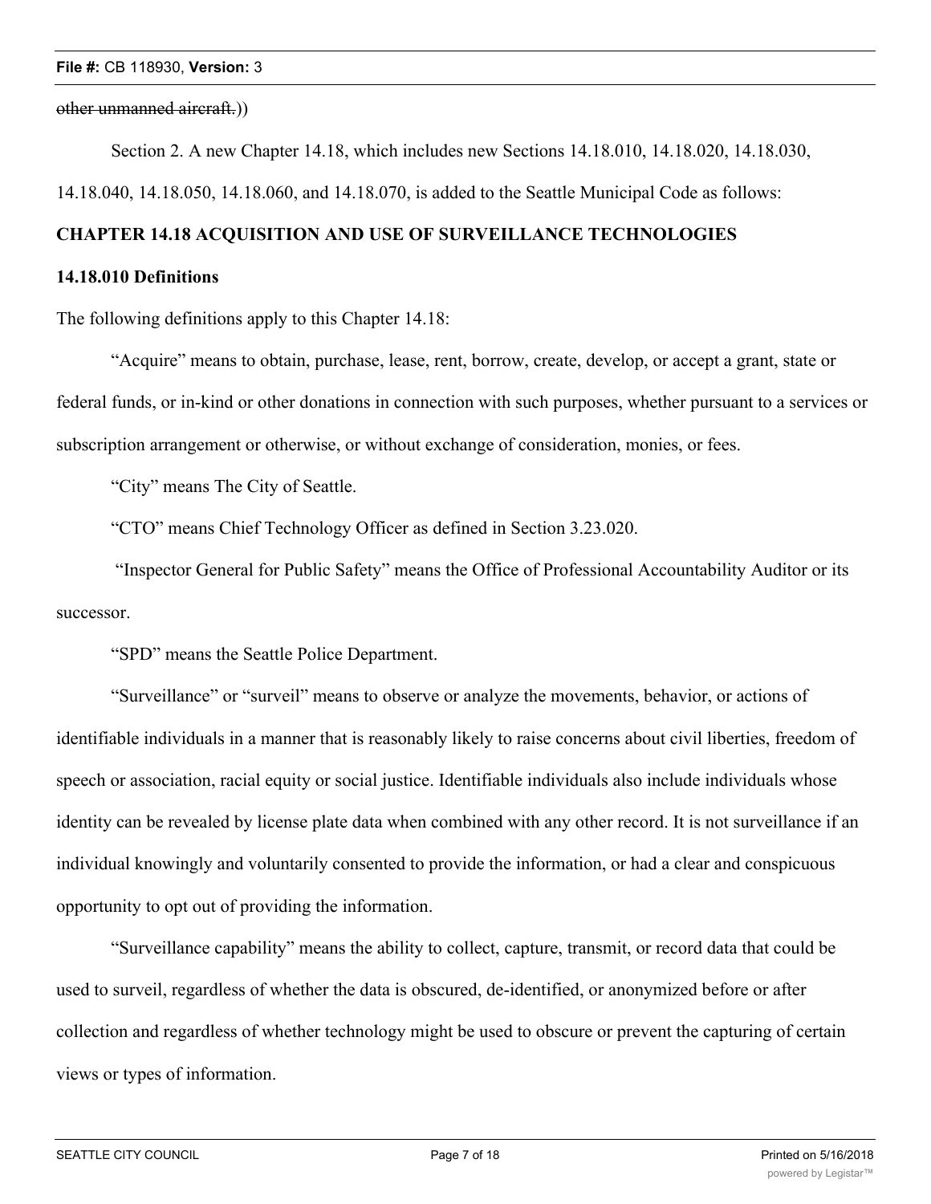~~other unmanned aircraft.~~))

Section 2. A new Chapter 14.18, which includes new Sections 14.18.010, 14.18.020, 14.18.030, 14.18.040, 14.18.050, 14.18.060, and 14.18.070, is added to the Seattle Municipal Code as follows:

**CHAPTER 14.18 ACQUISITION AND USE OF SURVEILLANCE TECHNOLOGIES**

**14.18.010 Definitions**

The following definitions apply to this Chapter 14.18:

"Acquire" means to obtain, purchase, lease, rent, borrow, create, develop, or accept a grant, state or federal funds, or in-kind or other donations in connection with such purposes, whether pursuant to a services or subscription arrangement or otherwise, or without exchange of consideration, monies, or fees.

"City" means The City of Seattle.

"CTO" means Chief Technology Officer as defined in Section 3.23.020.

"Inspector General for Public Safety" means the Office of Professional Accountability Auditor or its successor.

"SPD" means the Seattle Police Department.

"Surveillance" or "surveil" means to observe or analyze the movements, behavior, or actions of identifiable individuals in a manner that is reasonably likely to raise concerns about civil liberties, freedom of speech or association, racial equity or social justice. Identifiable individuals also include individuals whose identity can be revealed by license plate data when combined with any other record. It is not surveillance if an individual knowingly and voluntarily consented to provide the information, or had a clear and conspicuous opportunity to opt out of providing the information.

"Surveillance capability" means the ability to collect, capture, transmit, or record data that could be used to surveil, regardless of whether the data is obscured, de-identified, or anonymized before or after collection and regardless of whether technology might be used to obscure or prevent the capturing of certain views or types of information.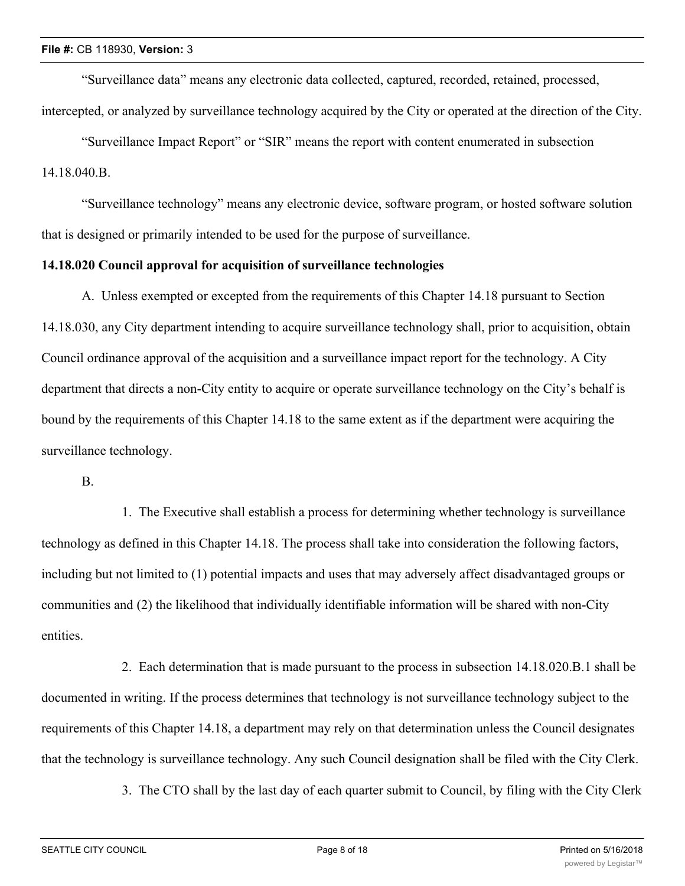"Surveillance data" means any electronic data collected, captured, recorded, retained, processed, intercepted, or analyzed by surveillance technology acquired by the City or operated at the direction of the City.

"Surveillance Impact Report" or "SIR" means the report with content enumerated in subsection 14.18.040.B.

"Surveillance technology" means any electronic device, software program, or hosted software solution that is designed or primarily intended to be used for the purpose of surveillance.

**14.18.020 Council approval for acquisition of surveillance technologies**

A. Unless exempted or excepted from the requirements of this Chapter 14.18 pursuant to Section 14.18.030, any City department intending to acquire surveillance technology shall, prior to acquisition, obtain Council ordinance approval of the acquisition and a surveillance impact report for the technology. A City department that directs a non-City entity to acquire or operate surveillance technology on the City's behalf is bound by the requirements of this Chapter 14.18 to the same extent as if the department were acquiring the surveillance technology.

B.

1. The Executive shall establish a process for determining whether technology is surveillance technology as defined in this Chapter 14.18. The process shall take into consideration the following factors, including but not limited to (1) potential impacts and uses that may adversely affect disadvantaged groups or communities and (2) the likelihood that individually identifiable information will be shared with non-City entities.

2. Each determination that is made pursuant to the process in subsection 14.18.020.B.1 shall be documented in writing. If the process determines that technology is not surveillance technology subject to the requirements of this Chapter 14.18, a department may rely on that determination unless the Council designates that the technology is surveillance technology. Any such Council designation shall be filed with the City Clerk.

3. The CTO shall by the last day of each quarter submit to Council, by filing with the City Clerk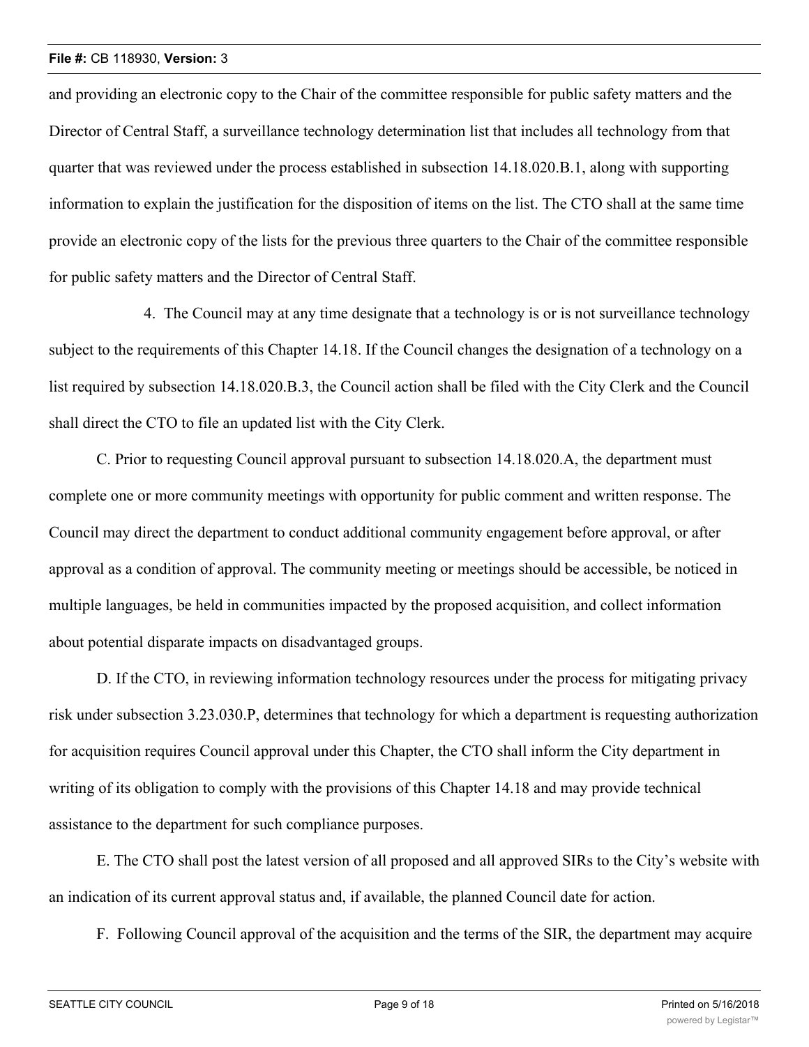and providing an electronic copy to the Chair of the committee responsible for public safety matters and the Director of Central Staff, a surveillance technology determination list that includes all technology from that quarter that was reviewed under the process established in subsection 14.18.020.B.1, along with supporting information to explain the justification for the disposition of items on the list. The CTO shall at the same time provide an electronic copy of the lists for the previous three quarters to the Chair of the committee responsible for public safety matters and the Director of Central Staff.

4. The Council may at any time designate that a technology is or is not surveillance technology subject to the requirements of this Chapter 14.18. If the Council changes the designation of a technology on a list required by subsection 14.18.020.B.3, the Council action shall be filed with the City Clerk and the Council shall direct the CTO to file an updated list with the City Clerk.

C. Prior to requesting Council approval pursuant to subsection 14.18.020.A, the department must complete one or more community meetings with opportunity for public comment and written response. The Council may direct the department to conduct additional community engagement before approval, or after approval as a condition of approval. The community meeting or meetings should be accessible, be noticed in multiple languages, be held in communities impacted by the proposed acquisition, and collect information about potential disparate impacts on disadvantaged groups.

D. If the CTO, in reviewing information technology resources under the process for mitigating privacy risk under subsection 3.23.030.P, determines that technology for which a department is requesting authorization for acquisition requires Council approval under this Chapter, the CTO shall inform the City department in writing of its obligation to comply with the provisions of this Chapter 14.18 and may provide technical assistance to the department for such compliance purposes.

E. The CTO shall post the latest version of all proposed and all approved SIRs to the City's website with an indication of its current approval status and, if available, the planned Council date for action.

F. Following Council approval of the acquisition and the terms of the SIR, the department may acquire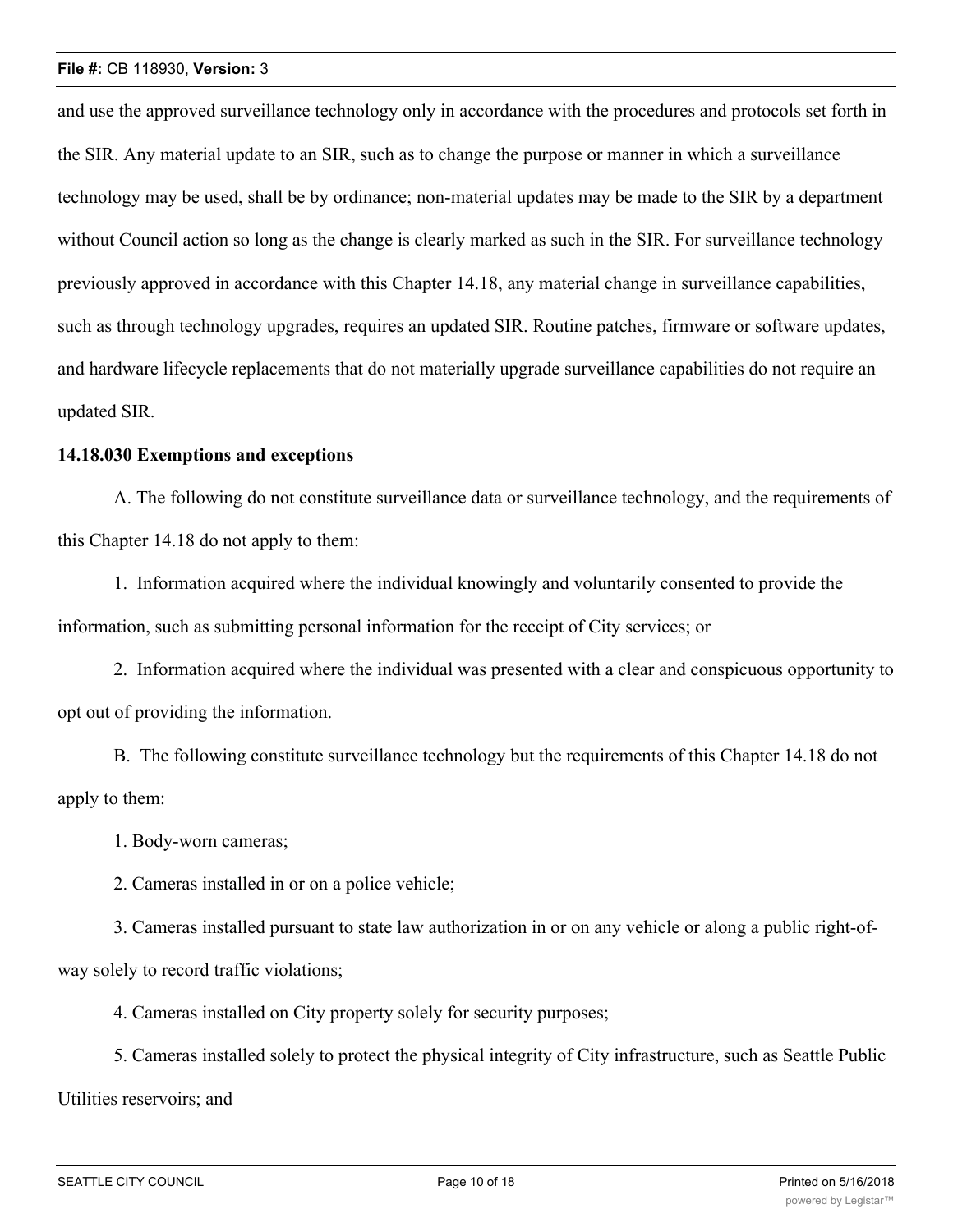and use the approved surveillance technology only in accordance with the procedures and protocols set forth in the SIR. Any material update to an SIR, such as to change the purpose or manner in which a surveillance technology may be used, shall be by ordinance; non-material updates may be made to the SIR by a department without Council action so long as the change is clearly marked as such in the SIR. For surveillance technology previously approved in accordance with this Chapter 14.18, any material change in surveillance capabilities, such as through technology upgrades, requires an updated SIR. Routine patches, firmware or software updates, and hardware lifecycle replacements that do not materially upgrade surveillance capabilities do not require an updated SIR.

**14.18.030 Exemptions and exceptions**

A. The following do not constitute surveillance data or surveillance technology, and the requirements of this Chapter 14.18 do not apply to them:

1. Information acquired where the individual knowingly and voluntarily consented to provide the information, such as submitting personal information for the receipt of City services; or

2. Information acquired where the individual was presented with a clear and conspicuous opportunity to opt out of providing the information.

B. The following constitute surveillance technology but the requirements of this Chapter 14.18 do not apply to them:

1. Body-worn cameras;

2. Cameras installed in or on a police vehicle;

3. Cameras installed pursuant to state law authorization in or on any vehicle or along a public right-of-way solely to record traffic violations;

4. Cameras installed on City property solely for security purposes;

5. Cameras installed solely to protect the physical integrity of City infrastructure, such as Seattle Public Utilities reservoirs; and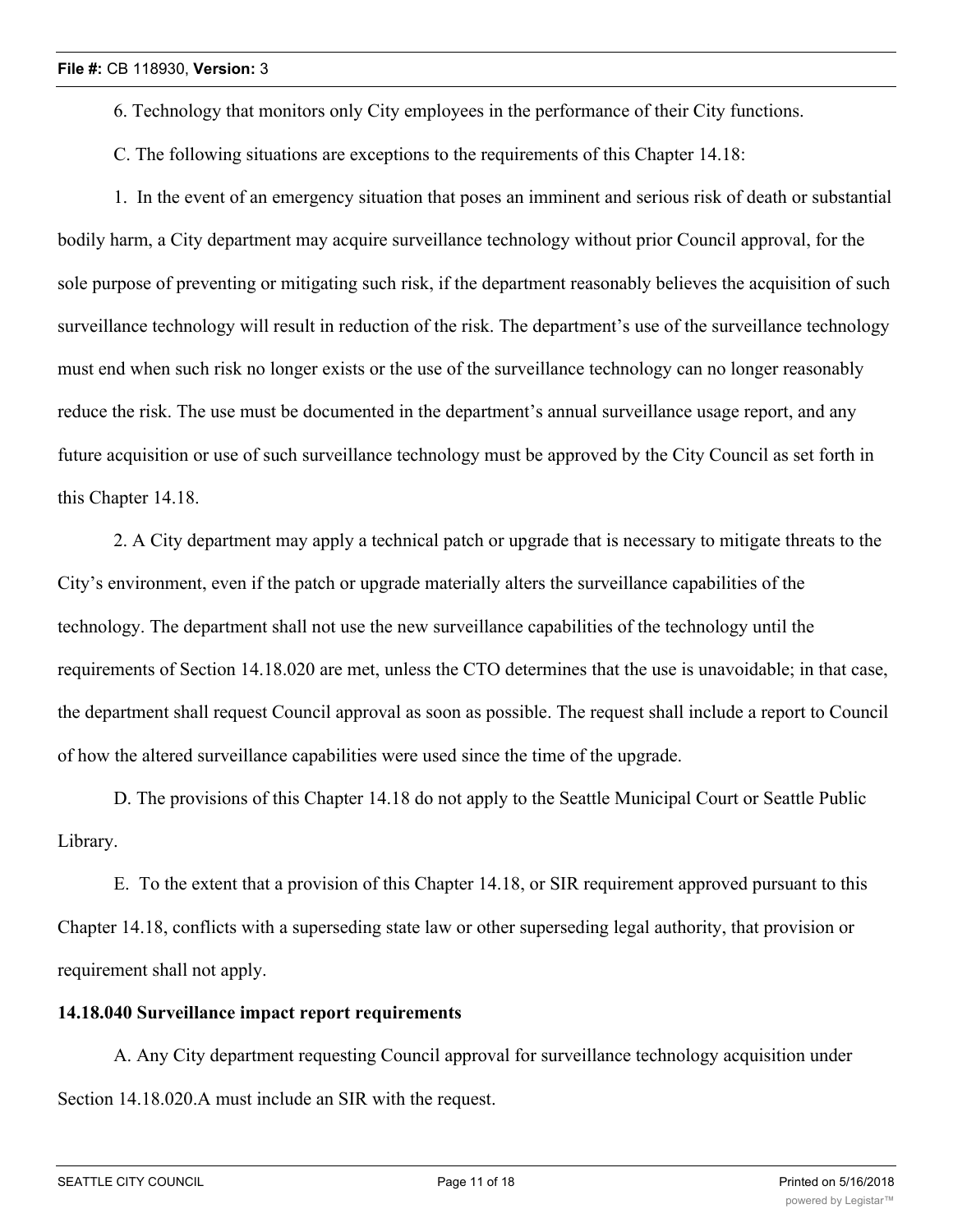6. Technology that monitors only City employees in the performance of their City functions.

C. The following situations are exceptions to the requirements of this Chapter 14.18:

1. In the event of an emergency situation that poses an imminent and serious risk of death or substantial bodily harm, a City department may acquire surveillance technology without prior Council approval, for the sole purpose of preventing or mitigating such risk, if the department reasonably believes the acquisition of such surveillance technology will result in reduction of the risk. The department's use of the surveillance technology must end when such risk no longer exists or the use of the surveillance technology can no longer reasonably reduce the risk. The use must be documented in the department's annual surveillance usage report, and any future acquisition or use of such surveillance technology must be approved by the City Council as set forth in this Chapter 14.18.

2. A City department may apply a technical patch or upgrade that is necessary to mitigate threats to the City's environment, even if the patch or upgrade materially alters the surveillance capabilities of the technology. The department shall not use the new surveillance capabilities of the technology until the requirements of Section 14.18.020 are met, unless the CTO determines that the use is unavoidable; in that case, the department shall request Council approval as soon as possible. The request shall include a report to Council of how the altered surveillance capabilities were used since the time of the upgrade.

D. The provisions of this Chapter 14.18 do not apply to the Seattle Municipal Court or Seattle Public Library.

E. To the extent that a provision of this Chapter 14.18, or SIR requirement approved pursuant to this Chapter 14.18, conflicts with a superseding state law or other superseding legal authority, that provision or requirement shall not apply.

**14.18.040 Surveillance impact report requirements**

A. Any City department requesting Council approval for surveillance technology acquisition under Section 14.18.020.A must include an SIR with the request.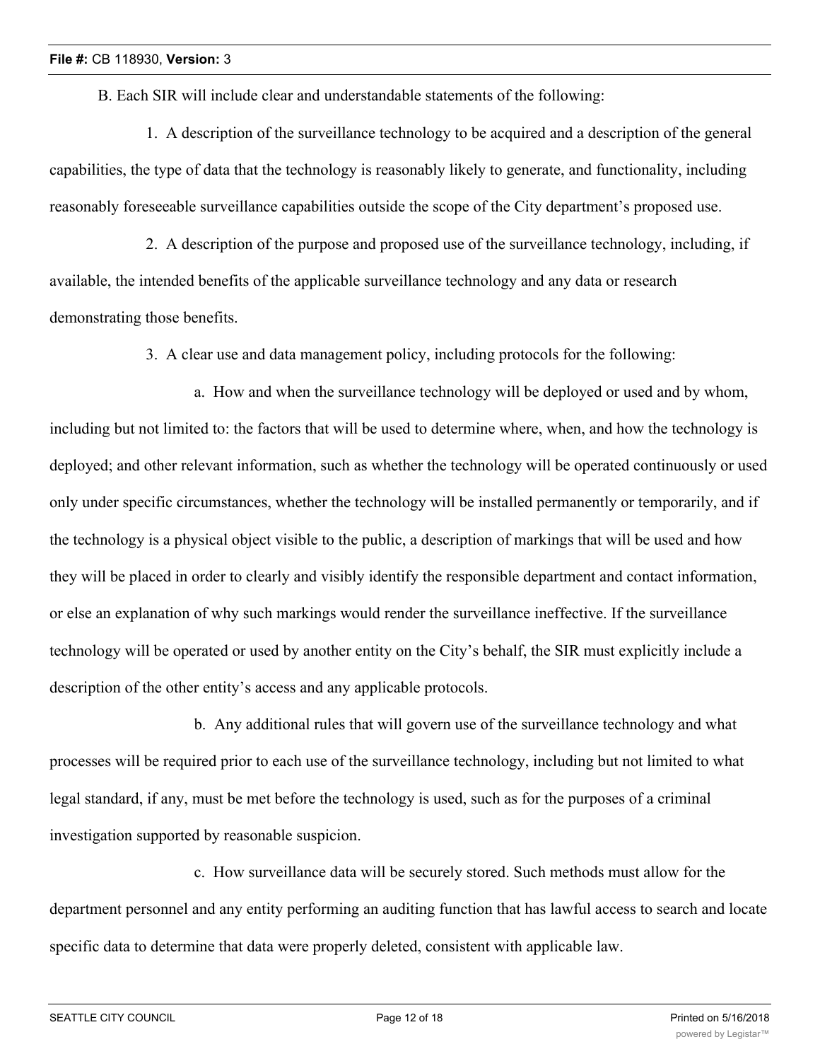B. Each SIR will include clear and understandable statements of the following:

1. A description of the surveillance technology to be acquired and a description of the general capabilities, the type of data that the technology is reasonably likely to generate, and functionality, including reasonably foreseeable surveillance capabilities outside the scope of the City department's proposed use.

2. A description of the purpose and proposed use of the surveillance technology, including, if available, the intended benefits of the applicable surveillance technology and any data or research demonstrating those benefits.

3. A clear use and data management policy, including protocols for the following:

a. How and when the surveillance technology will be deployed or used and by whom, including but not limited to: the factors that will be used to determine where, when, and how the technology is deployed; and other relevant information, such as whether the technology will be operated continuously or used only under specific circumstances, whether the technology will be installed permanently or temporarily, and if the technology is a physical object visible to the public, a description of markings that will be used and how they will be placed in order to clearly and visibly identify the responsible department and contact information, or else an explanation of why such markings would render the surveillance ineffective. If the surveillance technology will be operated or used by another entity on the City's behalf, the SIR must explicitly include a description of the other entity's access and any applicable protocols.

b. Any additional rules that will govern use of the surveillance technology and what processes will be required prior to each use of the surveillance technology, including but not limited to what legal standard, if any, must be met before the technology is used, such as for the purposes of a criminal investigation supported by reasonable suspicion.

c. How surveillance data will be securely stored. Such methods must allow for the department personnel and any entity performing an auditing function that has lawful access to search and locate specific data to determine that data were properly deleted, consistent with applicable law.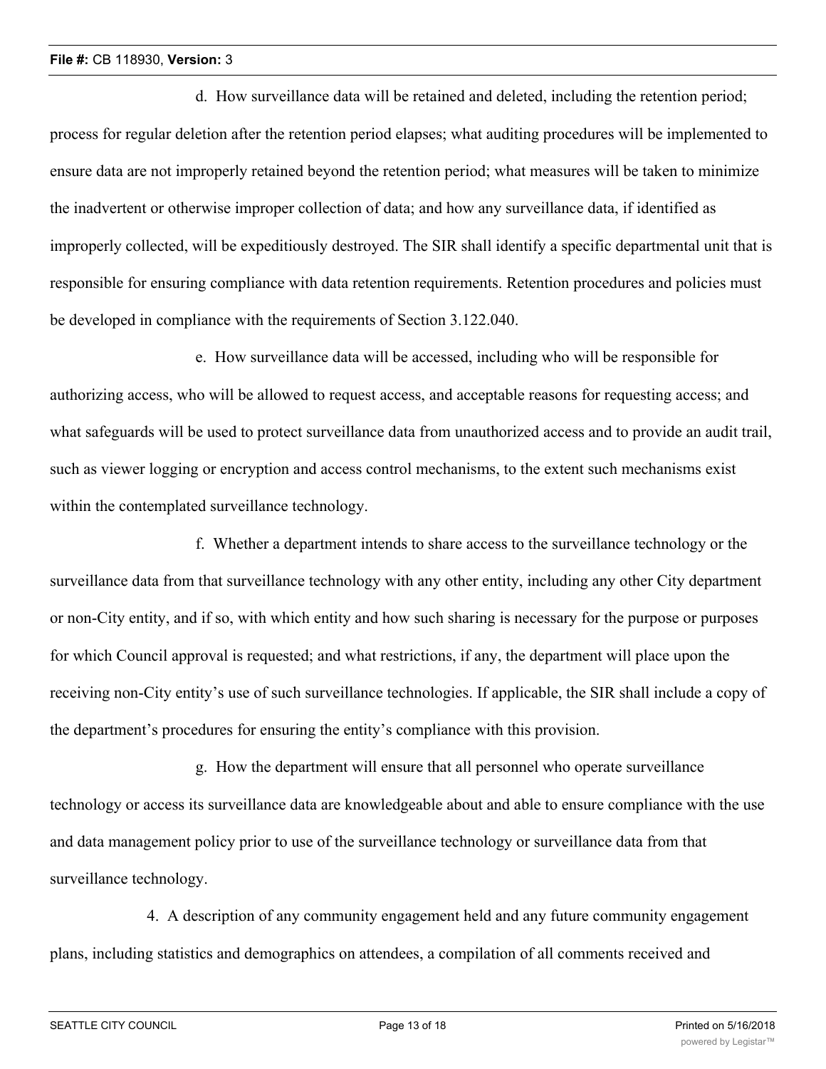d. How surveillance data will be retained and deleted, including the retention period; process for regular deletion after the retention period elapses; what auditing procedures will be implemented to ensure data are not improperly retained beyond the retention period; what measures will be taken to minimize the inadvertent or otherwise improper collection of data; and how any surveillance data, if identified as improperly collected, will be expeditiously destroyed. The SIR shall identify a specific departmental unit that is responsible for ensuring compliance with data retention requirements. Retention procedures and policies must be developed in compliance with the requirements of Section 3.122.040.

e. How surveillance data will be accessed, including who will be responsible for authorizing access, who will be allowed to request access, and acceptable reasons for requesting access; and what safeguards will be used to protect surveillance data from unauthorized access and to provide an audit trail, such as viewer logging or encryption and access control mechanisms, to the extent such mechanisms exist within the contemplated surveillance technology.

f. Whether a department intends to share access to the surveillance technology or the surveillance data from that surveillance technology with any other entity, including any other City department or non-City entity, and if so, with which entity and how such sharing is necessary for the purpose or purposes for which Council approval is requested; and what restrictions, if any, the department will place upon the receiving non-City entity's use of such surveillance technologies. If applicable, the SIR shall include a copy of the department's procedures for ensuring the entity's compliance with this provision.

g. How the department will ensure that all personnel who operate surveillance technology or access its surveillance data are knowledgeable about and able to ensure compliance with the use and data management policy prior to use of the surveillance technology or surveillance data from that surveillance technology.

4. A description of any community engagement held and any future community engagement plans, including statistics and demographics on attendees, a compilation of all comments received and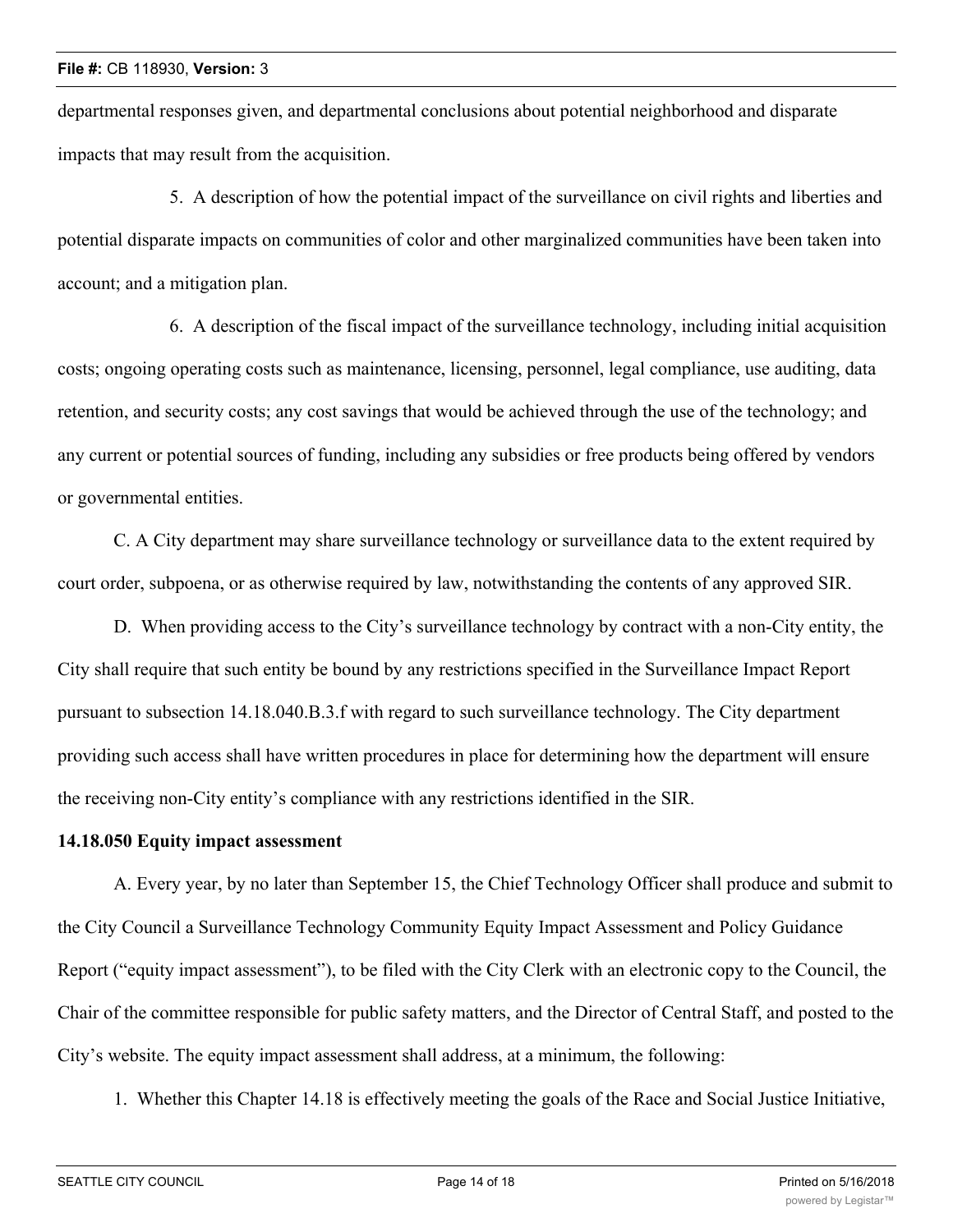departmental responses given, and departmental conclusions about potential neighborhood and disparate impacts that may result from the acquisition.

5. A description of how the potential impact of the surveillance on civil rights and liberties and potential disparate impacts on communities of color and other marginalized communities have been taken into account; and a mitigation plan.

6. A description of the fiscal impact of the surveillance technology, including initial acquisition costs; ongoing operating costs such as maintenance, licensing, personnel, legal compliance, use auditing, data retention, and security costs; any cost savings that would be achieved through the use of the technology; and any current or potential sources of funding, including any subsidies or free products being offered by vendors or governmental entities.

C. A City department may share surveillance technology or surveillance data to the extent required by court order, subpoena, or as otherwise required by law, notwithstanding the contents of any approved SIR.

D. When providing access to the City's surveillance technology by contract with a non-City entity, the City shall require that such entity be bound by any restrictions specified in the Surveillance Impact Report pursuant to subsection 14.18.040.B.3.f with regard to such surveillance technology. The City department providing such access shall have written procedures in place for determining how the department will ensure the receiving non-City entity's compliance with any restrictions identified in the SIR.

**14.18.050 Equity impact assessment**

A. Every year, by no later than September 15, the Chief Technology Officer shall produce and submit to the City Council a Surveillance Technology Community Equity Impact Assessment and Policy Guidance Report ("equity impact assessment"), to be filed with the City Clerk with an electronic copy to the Council, the Chair of the committee responsible for public safety matters, and the Director of Central Staff, and posted to the City's website. The equity impact assessment shall address, at a minimum, the following:

1. Whether this Chapter 14.18 is effectively meeting the goals of the Race and Social Justice Initiative,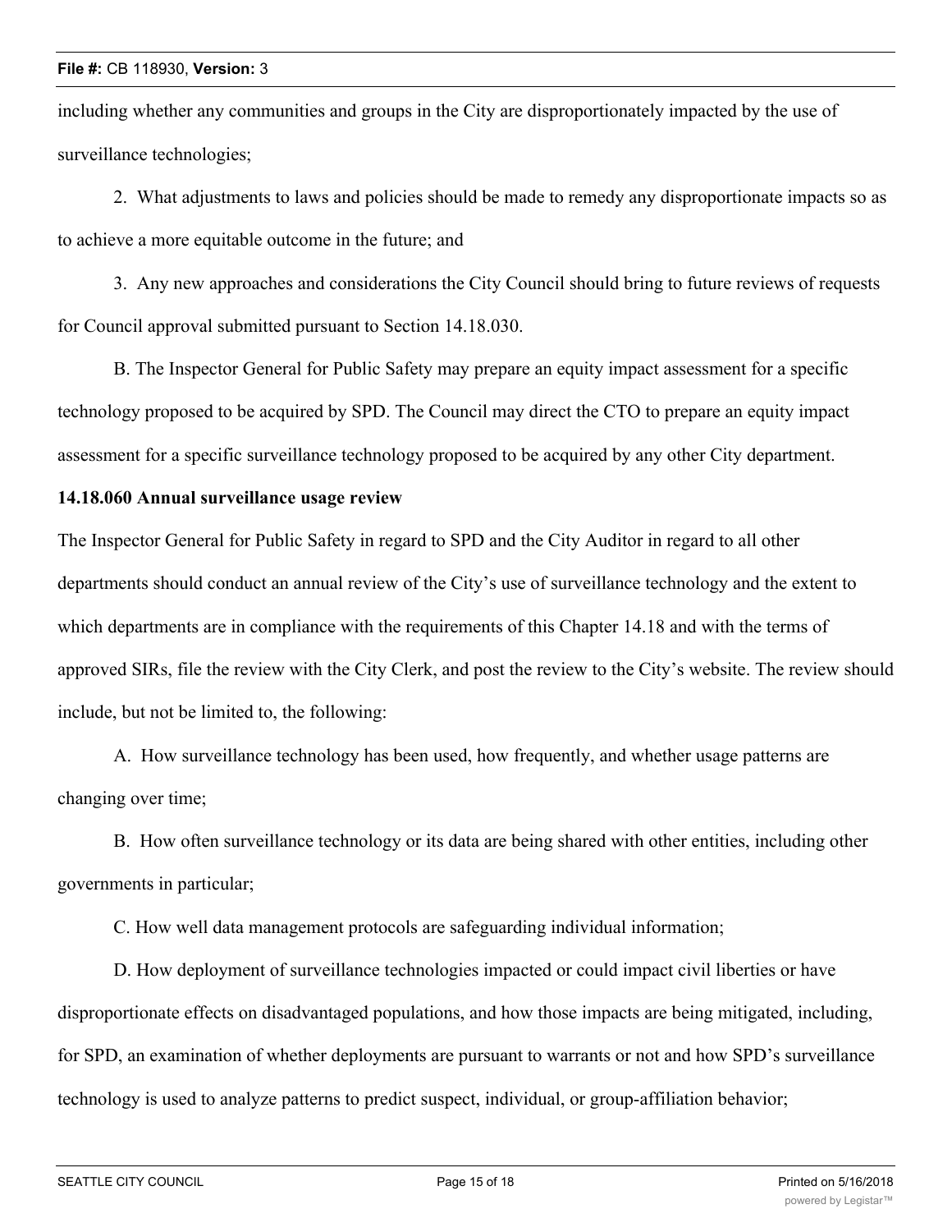including whether any communities and groups in the City are disproportionately impacted by the use of surveillance technologies;

2. What adjustments to laws and policies should be made to remedy any disproportionate impacts so as to achieve a more equitable outcome in the future; and

3. Any new approaches and considerations the City Council should bring to future reviews of requests for Council approval submitted pursuant to Section 14.18.030.

B. The Inspector General for Public Safety may prepare an equity impact assessment for a specific technology proposed to be acquired by SPD. The Council may direct the CTO to prepare an equity impact assessment for a specific surveillance technology proposed to be acquired by any other City department.

**14.18.060 Annual surveillance usage review**

The Inspector General for Public Safety in regard to SPD and the City Auditor in regard to all other departments should conduct an annual review of the City's use of surveillance technology and the extent to which departments are in compliance with the requirements of this Chapter 14.18 and with the terms of approved SIRs, file the review with the City Clerk, and post the review to the City's website. The review should include, but not be limited to, the following:

A. How surveillance technology has been used, how frequently, and whether usage patterns are changing over time;

B. How often surveillance technology or its data are being shared with other entities, including other governments in particular;

C. How well data management protocols are safeguarding individual information;

D. How deployment of surveillance technologies impacted or could impact civil liberties or have disproportionate effects on disadvantaged populations, and how those impacts are being mitigated, including, for SPD, an examination of whether deployments are pursuant to warrants or not and how SPD's surveillance technology is used to analyze patterns to predict suspect, individual, or group-affiliation behavior;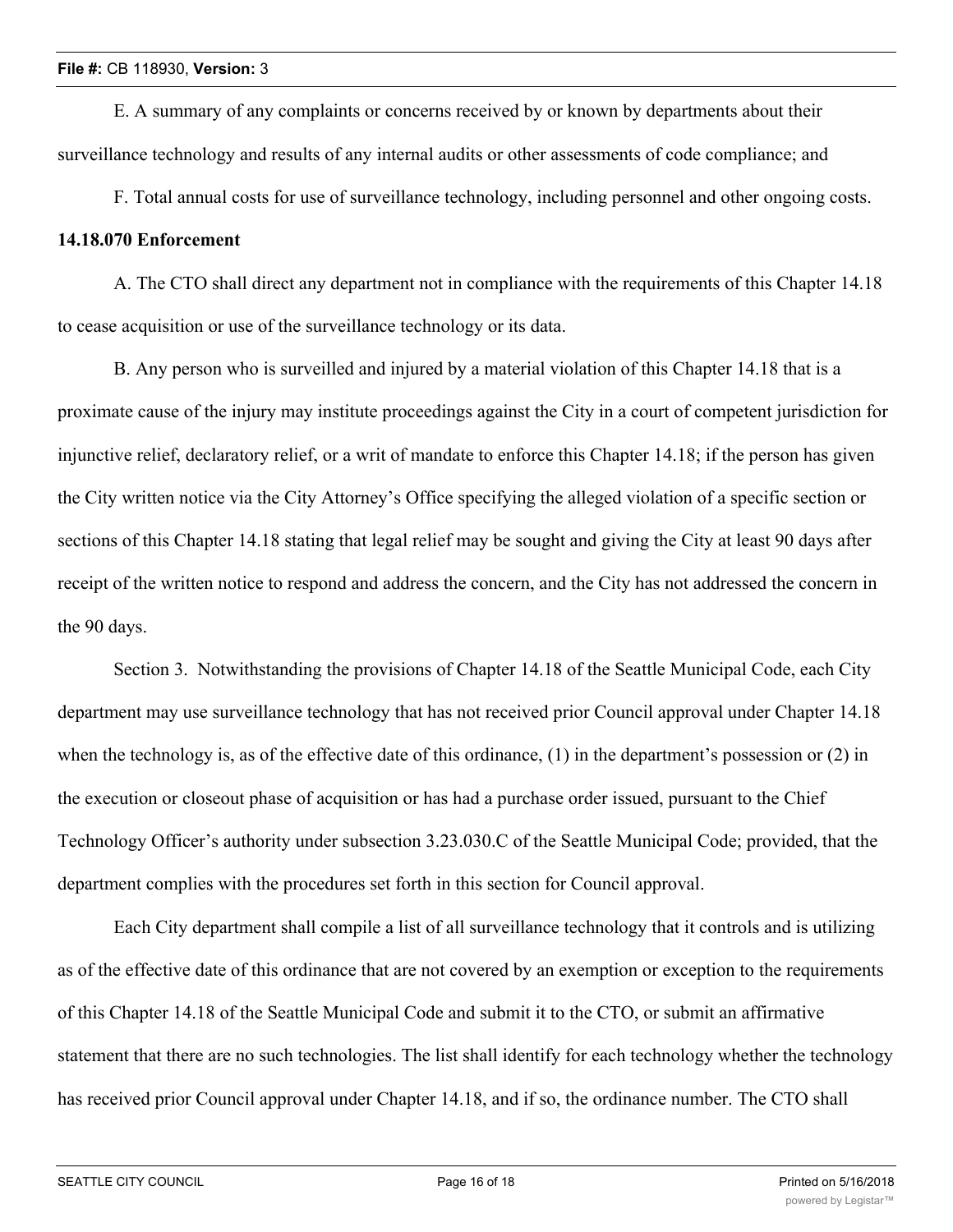E. A summary of any complaints or concerns received by or known by departments about their surveillance technology and results of any internal audits or other assessments of code compliance; and

F. Total annual costs for use of surveillance technology, including personnel and other ongoing costs.

**14.18.070 Enforcement**

A. The CTO shall direct any department not in compliance with the requirements of this Chapter 14.18 to cease acquisition or use of the surveillance technology or its data.

B. Any person who is surveilled and injured by a material violation of this Chapter 14.18 that is a proximate cause of the injury may institute proceedings against the City in a court of competent jurisdiction for injunctive relief, declaratory relief, or a writ of mandate to enforce this Chapter 14.18; if the person has given the City written notice via the City Attorney's Office specifying the alleged violation of a specific section or sections of this Chapter 14.18 stating that legal relief may be sought and giving the City at least 90 days after receipt of the written notice to respond and address the concern, and the City has not addressed the concern in the 90 days.

Section 3. Notwithstanding the provisions of Chapter 14.18 of the Seattle Municipal Code, each City department may use surveillance technology that has not received prior Council approval under Chapter 14.18 when the technology is, as of the effective date of this ordinance, (1) in the department's possession or (2) in the execution or closeout phase of acquisition or has had a purchase order issued, pursuant to the Chief Technology Officer's authority under subsection 3.23.030.C of the Seattle Municipal Code; provided, that the department complies with the procedures set forth in this section for Council approval.

Each City department shall compile a list of all surveillance technology that it controls and is utilizing as of the effective date of this ordinance that are not covered by an exemption or exception to the requirements of this Chapter 14.18 of the Seattle Municipal Code and submit it to the CTO, or submit an affirmative statement that there are no such technologies. The list shall identify for each technology whether the technology has received prior Council approval under Chapter 14.18, and if so, the ordinance number. The CTO shall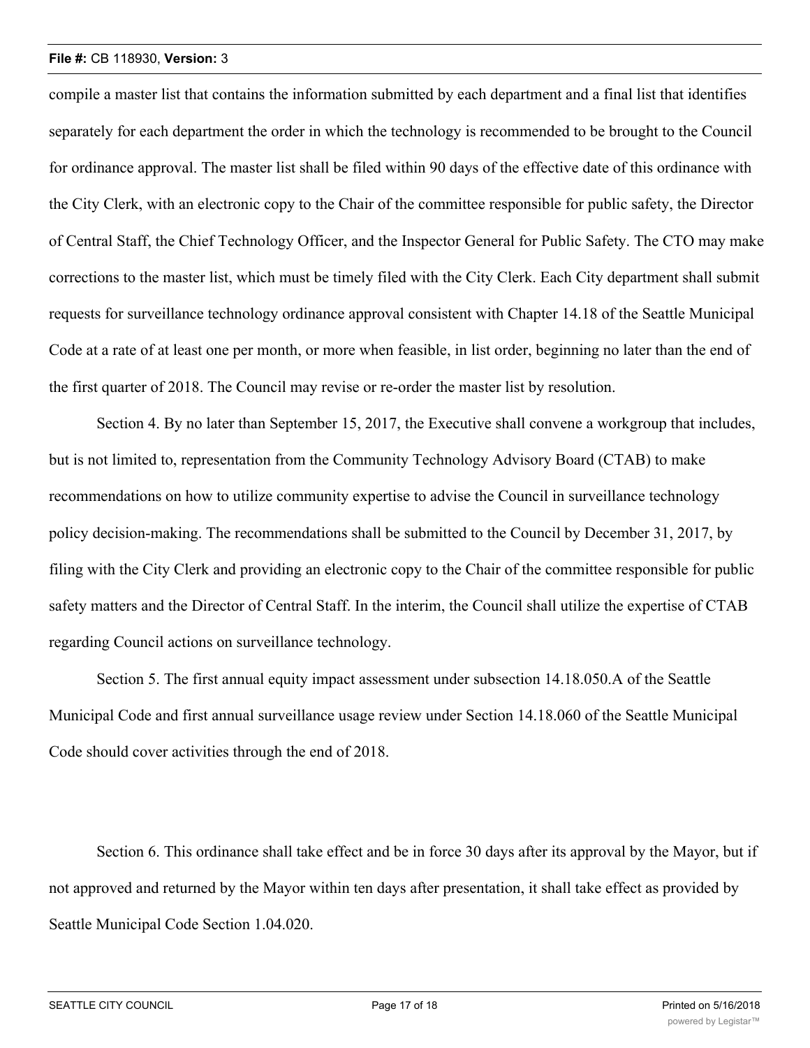compile a master list that contains the information submitted by each department and a final list that identifies separately for each department the order in which the technology is recommended to be brought to the Council for ordinance approval. The master list shall be filed within 90 days of the effective date of this ordinance with the City Clerk, with an electronic copy to the Chair of the committee responsible for public safety, the Director of Central Staff, the Chief Technology Officer, and the Inspector General for Public Safety. The CTO may make corrections to the master list, which must be timely filed with the City Clerk. Each City department shall submit requests for surveillance technology ordinance approval consistent with Chapter 14.18 of the Seattle Municipal Code at a rate of at least one per month, or more when feasible, in list order, beginning no later than the end of the first quarter of 2018. The Council may revise or re-order the master list by resolution.

Section 4. By no later than September 15, 2017, the Executive shall convene a workgroup that includes, but is not limited to, representation from the Community Technology Advisory Board (CTAB) to make recommendations on how to utilize community expertise to advise the Council in surveillance technology policy decision-making. The recommendations shall be submitted to the Council by December 31, 2017, by filing with the City Clerk and providing an electronic copy to the Chair of the committee responsible for public safety matters and the Director of Central Staff. In the interim, the Council shall utilize the expertise of CTAB regarding Council actions on surveillance technology.

Section 5. The first annual equity impact assessment under subsection 14.18.050.A of the Seattle Municipal Code and first annual surveillance usage review under Section 14.18.060 of the Seattle Municipal Code should cover activities through the end of 2018.

Section 6. This ordinance shall take effect and be in force 30 days after its approval by the Mayor, but if not approved and returned by the Mayor within ten days after presentation, it shall take effect as provided by Seattle Municipal Code Section 1.04.020.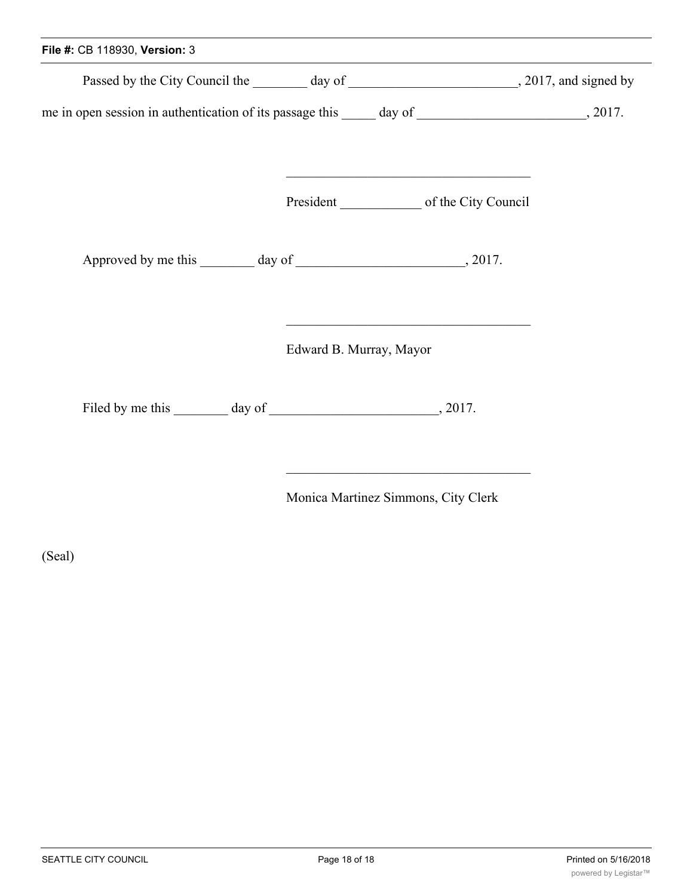Passed by the City Council the ________ day of _________________________, 2017, and signed by me in open session in authentication of its passage this _____ day of _________________________, 2017.

____________________________________

President ____________ of the City Council

Approved by me this ________ day of _________________________, 2017.

____________________________________

Edward B. Murray, Mayor

Filed by me this ________ day of _________________________, 2017.

____________________________________

Monica Martinez Simmons, City Clerk

(Seal)